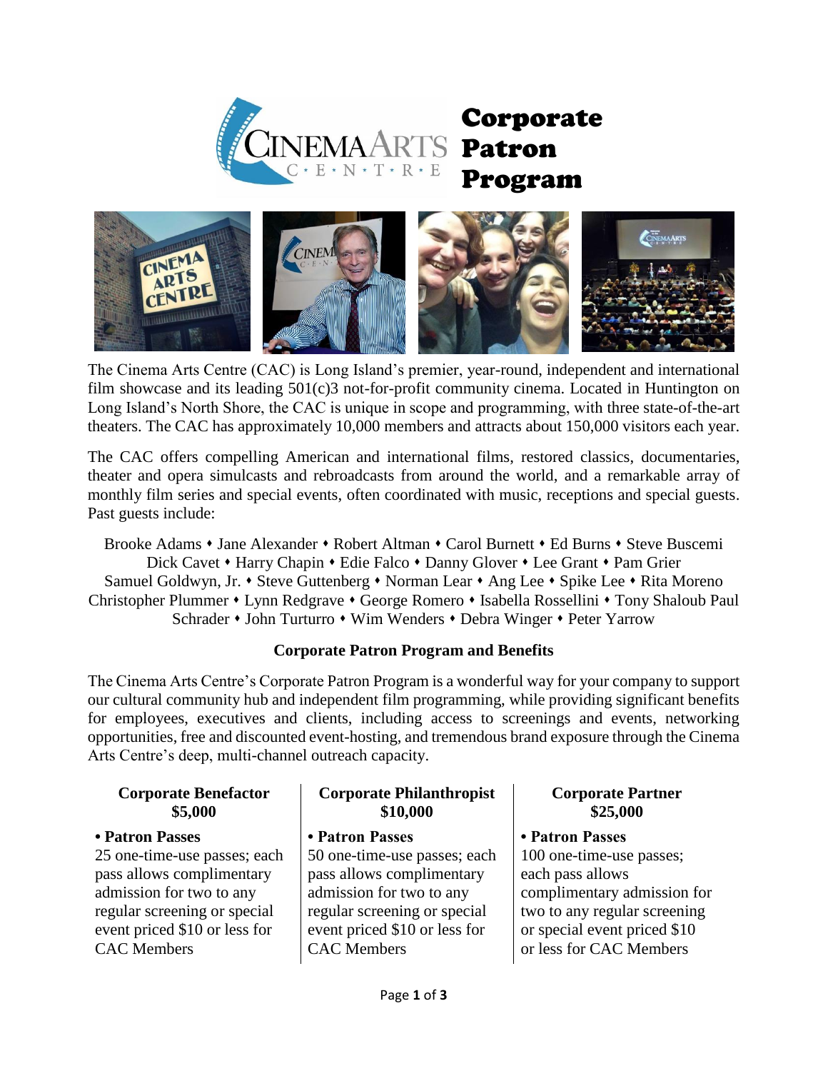# Corporate Patron Program

The Cinema Arts Centre (CAC) is Long Island's premier, year-round, independent and international film showcase and its leading 501(c)3 not-for-profit community cinema. Located in Huntington on Long Island's North Shore, the CAC is unique in scope and programming, with three state-of-the-art theaters. The CAC has approximately 10,000 members and attracts about 150,000 visitors each year.

The CAC offers compelling American and international films, restored classics, documentaries, theater and opera simulcasts and rebroadcasts from around the world, and a remarkable array of monthly film series and special events, often coordinated with music, receptions and special guests. Past guests include:

Brooke Adams • Jane Alexander • Robert Altman • Carol Burnett • Ed Burns • Steve Buscemi • Dick Cavet • Harry Chapin • Edie Falco • Danny Glover • Lee Grant • Pam Grier • Samuel Goldwyn, Jr. • Steve Guttenberg • Norman Lear • Ang Lee • Spike Lee • Rita Moreno • Christopher Plummer • Lynn Redgrave • George Romero • Isabella Rossellini • Tony Shaloub Paul Schrader • John Turturro • Wim Wenders • Debra Winger • Peter Yarrow

### Corporate Patron Program and Benefits

The Cinema Arts Centre's Corporate Patron Program is a wonderful way for your company to support our cultural community hub and independent film programming, while providing significant benefits for employees, executives and clients, including access to screenings and events, networking opportunities, free and discounted event-hosting, and tremendous brand exposure through the Cinema Arts Centre's deep, multi-channel outreach capacity.

| Corporate Benefactor $5,000 | Corporate Philanthropist $10,000 | Corporate Partner $25,000 |
|---|---|---|
| **• Patron Passes** 25 one-time-use passes; each pass allows complimentary admission for two to any regular screening or special event priced $10 or less for CAC Members | **• Patron Passes** 50 one-time-use passes; each pass allows complimentary admission for two to any regular screening or special event priced $10 or less for CAC Members | **• Patron Passes** 100 one-time-use passes; each pass allows complimentary admission for two to any regular screening or special event priced $10 or less for CAC Members |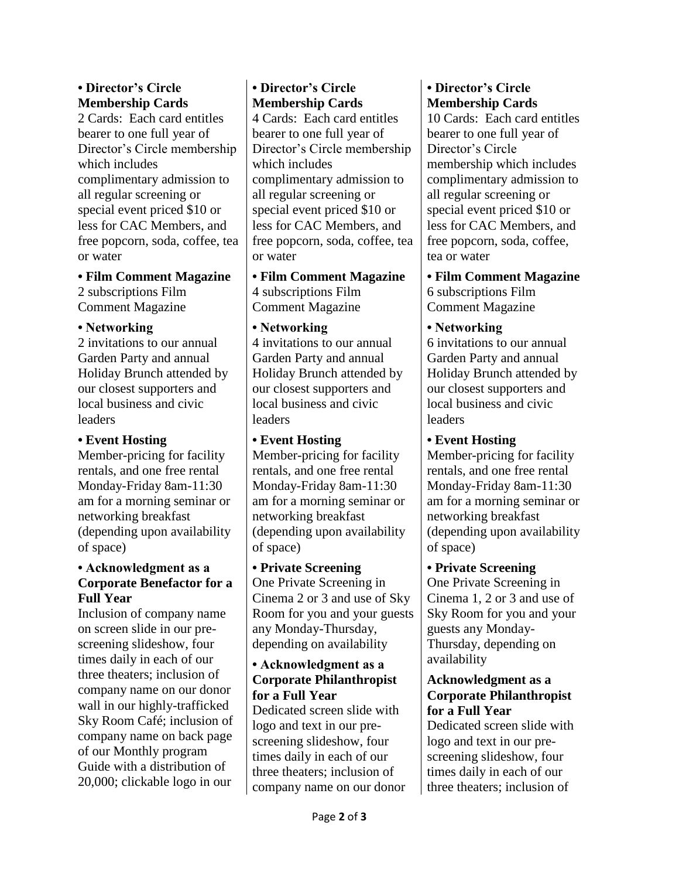**• Director's Circle Membership Cards**
2 Cards: Each card entitles bearer to one full year of Director's Circle membership which includes complimentary admission to all regular screening or special event priced $10 or less for CAC Members, and free popcorn, soda, coffee, tea or water

**• Film Comment Magazine**
2 subscriptions Film Comment Magazine

**• Networking**
2 invitations to our annual Garden Party and annual Holiday Brunch attended by our closest supporters and local business and civic leaders

**• Event Hosting**
Member-pricing for facility rentals, and one free rental Monday-Friday 8am-11:30 am for a morning seminar or networking breakfast (depending upon availability of space)

**• Acknowledgment as a Corporate Benefactor for a Full Year**
Inclusion of company name on screen slide in our pre-screening slideshow, four times daily in each of our three theaters; inclusion of company name on our donor wall in our highly-trafficked Sky Room Café; inclusion of company name on back page of our Monthly program Guide with a distribution of 20,000; clickable logo in our

**• Director's Circle Membership Cards**
4 Cards: Each card entitles bearer to one full year of Director's Circle membership which includes complimentary admission to all regular screening or special event priced $10 or less for CAC Members, and free popcorn, soda, coffee, tea or water

**• Film Comment Magazine**
4 subscriptions Film Comment Magazine

**• Networking**
4 invitations to our annual Garden Party and annual Holiday Brunch attended by our closest supporters and local business and civic leaders

**• Event Hosting**
Member-pricing for facility rentals, and one free rental Monday-Friday 8am-11:30 am for a morning seminar or networking breakfast (depending upon availability of space)

**• Private Screening**
One Private Screening in Cinema 2 or 3 and use of Sky Room for you and your guests any Monday-Thursday, depending on availability

**• Acknowledgment as a Corporate Philanthropist for a Full Year**
Dedicated screen slide with logo and text in our pre-screening slideshow, four times daily in each of our three theaters; inclusion of company name on our donor

**• Director's Circle Membership Cards**
10 Cards: Each card entitles bearer to one full year of Director's Circle membership which includes complimentary admission to all regular screening or special event priced $10 or less for CAC Members, and free popcorn, soda, coffee, tea or water

**• Film Comment Magazine**
6 subscriptions Film Comment Magazine

**• Networking**
6 invitations to our annual Garden Party and annual Holiday Brunch attended by our closest supporters and local business and civic leaders

**• Event Hosting**
Member-pricing for facility rentals, and one free rental Monday-Friday 8am-11:30 am for a morning seminar or networking breakfast (depending upon availability of space)

**• Private Screening**
One Private Screening in Cinema 1, 2 or 3 and use of Sky Room for you and your guests any Monday-Thursday, depending on availability

**Acknowledgment as a Corporate Philanthropist for a Full Year**
Dedicated screen slide with logo and text in our pre-screening slideshow, four times daily in each of our three theaters; inclusion of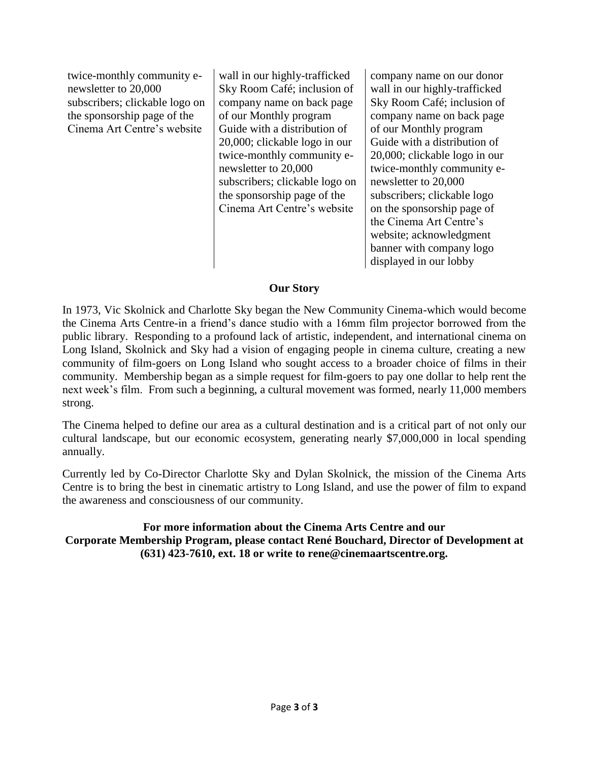| | | |
|---|---|---|
| twice-monthly community e-newsletter to 20,000 subscribers; clickable logo on the sponsorship page of the Cinema Art Centre's website | wall in our highly-trafficked Sky Room Café; inclusion of company name on back page of our Monthly program Guide with a distribution of 20,000; clickable logo in our twice-monthly community e-newsletter to 20,000 subscribers; clickable logo on the sponsorship page of the Cinema Art Centre's website | company name on our donor wall in our highly-trafficked Sky Room Café; inclusion of company name on back page of our Monthly program Guide with a distribution of 20,000; clickable logo in our twice-monthly community e-newsletter to 20,000 subscribers; clickable logo on the sponsorship page of the Cinema Art Centre's website; acknowledgment banner with company logo displayed in our lobby |

**Our Story**

In 1973, Vic Skolnick and Charlotte Sky began the New Community Cinema-which would become the Cinema Arts Centre-in a friend's dance studio with a 16mm film projector borrowed from the public library. Responding to a profound lack of artistic, independent, and international cinema on Long Island, Skolnick and Sky had a vision of engaging people in cinema culture, creating a new community of film-goers on Long Island who sought access to a broader choice of films in their community. Membership began as a simple request for film-goers to pay one dollar to help rent the next week's film. From such a beginning, a cultural movement was formed, nearly 11,000 members strong.

The Cinema helped to define our area as a cultural destination and is a critical part of not only our cultural landscape, but our economic ecosystem, generating nearly $7,000,000 in local spending annually.

Currently led by Co-Director Charlotte Sky and Dylan Skolnick, the mission of the Cinema Arts Centre is to bring the best in cinematic artistry to Long Island, and use the power of film to expand the awareness and consciousness of our community.

**For more information about the Cinema Arts Centre and our Corporate Membership Program, please contact René Bouchard, Director of Development at (631) 423-7610, ext. 18 or write to rene@cinemaartscentre.org.**